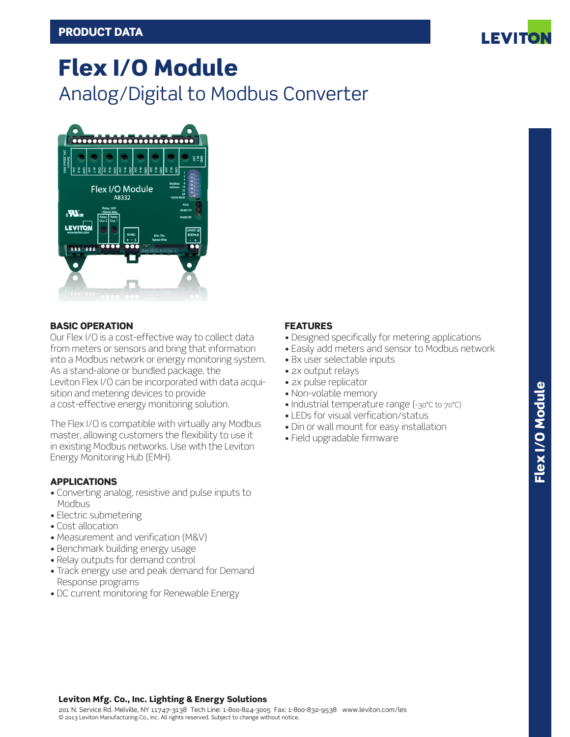PRODUCT DATA

# Flex I/O Module

## Analog/Digital to Modbus Converter

### BASIC OPERATION

Our Flex I/O is a cost-effective way to collect data from meters or sensors and bring that information into a Modbus network or energy monitoring system. As a stand-alone or bundled package, the Leviton Flex I/O can be incorporated with data acquisition and metering devices to provide a cost-effective energy monitoring solution.

The Flex I/O is compatible with virtually any Modbus master, allowing customers the flexibility to use it in existing Modbus networks. Use with the Leviton Energy Monitoring Hub (EMH).

### APPLICATIONS

- Converting analog, resistive and pulse inputs to Modbus
- Electric submetering
- Cost allocation
- Measurement and verification (M&V)
- Benchmark building energy usage
- Relay outputs for demand control
- Track energy use and peak demand for Demand Response programs
- DC current monitoring for Renewable Energy

### FEATURES

- Designed specifically for metering applications
- Easily add meters and sensor to Modbus network
- 8x user selectable inputs
- 2x output relays
- 2x pulse replicator
- Non-volatile memory
- Industrial temperature range (-30°C to 70°C)
- LEDs for visual verfication/status
- Din or wall mount for easy installation
- Field upgradable firmware

**Leviton Mfg. Co., Inc. Lighting & Energy Solutions**
201 N. Service Rd. Melville, NY 11747-3138 Tech Line: 1-800-824-3005 Fax: 1-800-832-9538 www.leviton.com/les
© 2013 Leviton Manufacturing Co., Inc. All rights reserved. Subject to change without notice.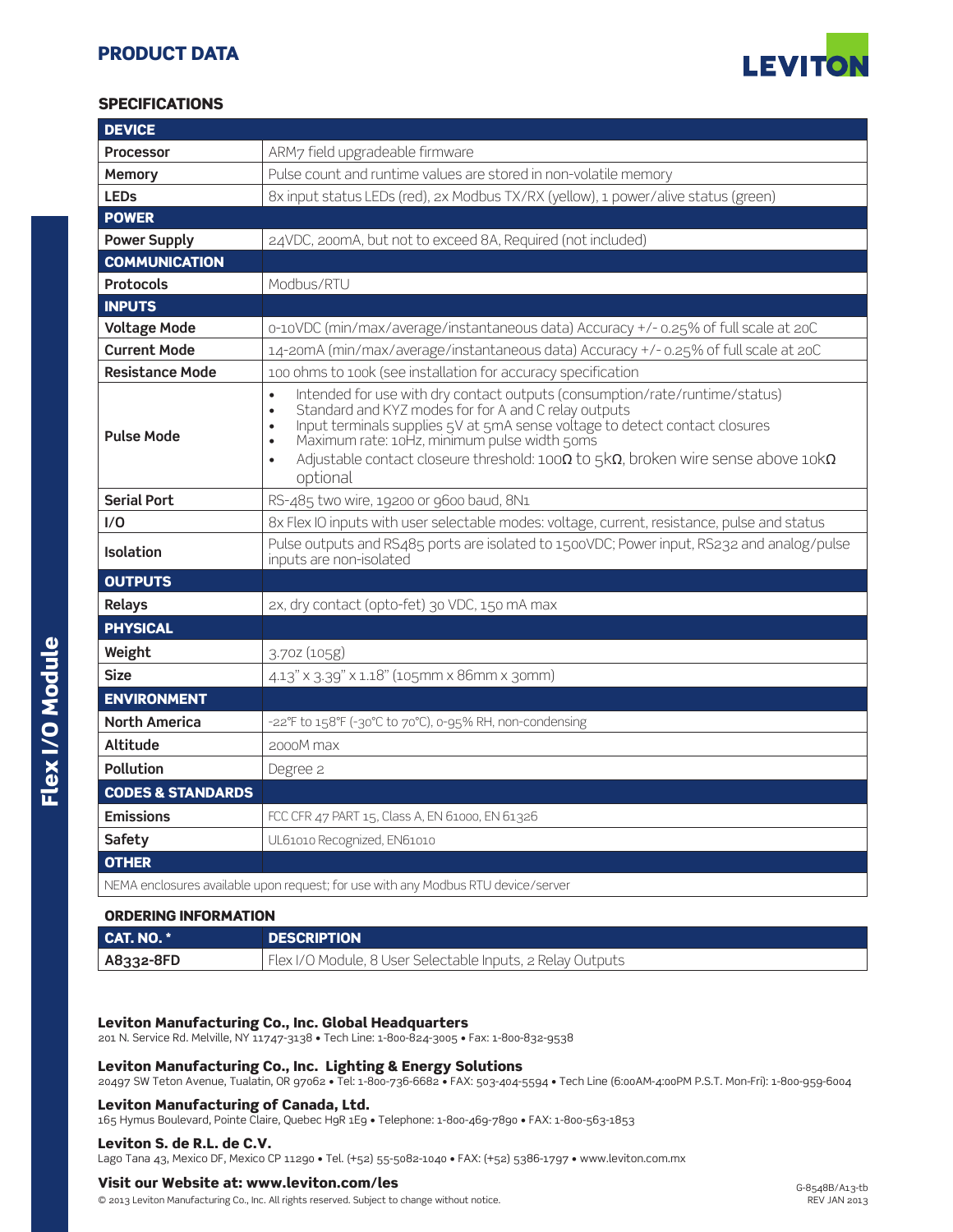## PRODUCT DATA

### SPECIFICATIONS

| | |
|---|---|
| **DEVICE** | |
| **Processor** | ARM7 field upgradeable firmware |
| **Memory** | Pulse count and runtime values are stored in non-volatile memory |
| **LEDs** | 8x input status LEDs (red), 2x Modbus TX/RX (yellow), 1 power/alive status (green) |
| **POWER** | |
| **Power Supply** | 24VDC, 200mA, but not to exceed 8A, Required (not included) |
| **COMMUNICATION** | |
| **Protocols** | Modbus/RTU |
| **INPUTS** | |
| **Voltage Mode** | 0-10VDC (min/max/average/instantaneous data) Accuracy +/- 0.25% of full scale at 20C |
| **Current Mode** | 14-20mA (min/max/average/instantaneous data) Accuracy +/- 0.25% of full scale at 20C |
| **Resistance Mode** | 100 ohms to 100k (see installation for accuracy specification |
| **Pulse Mode** | • Intended for use with dry contact outputs (consumption/rate/runtime/status)<br>• Standard and KYZ modes for for A and C relay outputs<br>• Input terminals supplies 5V at 5mA sense voltage to detect contact closures<br>• Maximum rate: 10Hz, minimum pulse width 50ms<br>• Adjustable contact closeure threshold: 100Ω to 5kΩ, broken wire sense above 10kΩ optional |
| **Serial Port** | RS-485 two wire, 19200 or 9600 baud, 8N1 |
| **I/O** | 8x Flex IO inputs with user selectable modes: voltage, current, resistance, pulse and status |
| **Isolation** | Pulse outputs and RS485 ports are isolated to 1500VDC; Power input, RS232 and analog/pulse inputs are non-isolated |
| **OUTPUTS** | |
| **Relays** | 2x, dry contact (opto-fet) 30 VDC, 150 mA max |
| **PHYSICAL** | |
| **Weight** | 3.7oz (105g) |
| **Size** | 4.13" x 3.39" x 1.18" (105mm x 86mm x 30mm) |
| **ENVIRONMENT** | |
| **North America** | -22°F to 158°F (-30°C to 70°C), 0-95% RH, non-condensing |
| **Altitude** | 2000M max |
| **Pollution** | Degree 2 |
| **CODES & STANDARDS** | |
| **Emissions** | FCC CFR 47 PART 15, Class A, EN 61000, EN 61326 |
| **Safety** | UL61010 Recognized, EN61010 |
| **OTHER** | |
| NEMA enclosures available upon request; for use with any Modbus RTU device/server | |

### ORDERING INFORMATION

| CAT. NO. * | DESCRIPTION |
|---|---|
| **A8332-8FD** | Flex I/O Module, 8 User Selectable Inputs, 2 Relay Outputs |

**Leviton Manufacturing Co., Inc. Global Headquarters**
201 N. Service Rd. Melville, NY 11747-3138 • Tech Line: 1-800-824-3005 • Fax: 1-800-832-9538

**Leviton Manufacturing Co., Inc. Lighting & Energy Solutions**
20497 SW Teton Avenue, Tualatin, OR 97062 • Tel: 1-800-736-6682 • FAX: 503-404-5594 • Tech Line (6:00AM-4:00PM P.S.T. Mon-Fri): 1-800-959-6004

**Leviton Manufacturing of Canada, Ltd.**
165 Hymus Boulevard, Pointe Claire, Quebec H9R 1E9 • Telephone: 1-800-469-7890 • FAX: 1-800-563-1853

**Leviton S. de R.L. de C.V.**
Lago Tana 43, Mexico DF, Mexico CP 11290 • Tel. (+52) 55-5082-1040 • FAX: (+52) 5386-1797 • www.leviton.com.mx

**Visit our Website at: www.leviton.com/les**
© 2013 Leviton Manufacturing Co., Inc. All rights reserved. Subject to change without notice.

G-8548B/A13-tb
REV JAN 2013